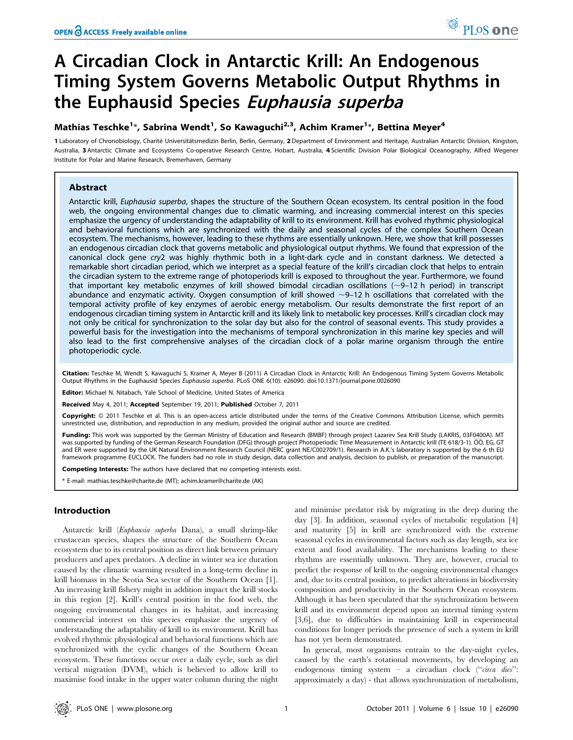# A Circadian Clock in Antarctic Krill: An Endogenous Timing System Governs Metabolic Output Rhythms in the Euphausid Species *Euphausia superba*

**Mathias Teschke[1]\*, Sabrina Wendt[1], So Kawaguchi[2,3], Achim Kramer[1]\*, Bettina Meyer[4]**

1 Laboratory of Chronobiology, Charité Universitätsmedizin Berlin, Berlin, Germany, 2 Department of Environment and Heritage, Australian Antarctic Division, Kingston, Australia, 3 Antarctic Climate and Ecosystems Co-operative Research Centre, Hobart, Australia, 4 Scientific Division Polar Biological Oceanography, Alfred Wegener Institute for Polar and Marine Research, Bremerhaven, Germany

## Abstract

Antarctic krill, *Euphausia superba*, shapes the structure of the Southern Ocean ecosystem. Its central position in the food web, the ongoing environmental changes due to climatic warming, and increasing commercial interest on this species emphasize the urgency of understanding the adaptability of krill to its environment. Krill has evolved rhythmic physiological and behavioral functions which are synchronized with the daily and seasonal cycles of the complex Southern Ocean ecosystem. The mechanisms, however, leading to these rhythms are essentially unknown. Here, we show that krill possesses an endogenous circadian clock that governs metabolic and physiological output rhythms. We found that expression of the canonical clock gene *cry*2 was highly rhythmic both in a light-dark cycle and in constant darkness. We detected a remarkable short circadian period, which we interpret as a special feature of the krill's circadian clock that helps to entrain the circadian system to the extreme range of photoperiods krill is exposed to throughout the year. Furthermore, we found that important key metabolic enzymes of krill showed bimodal circadian oscillations (~9–12 h period) in transcript abundance and enzymatic activity. Oxygen consumption of krill showed ~9–12 h oscillations that correlated with the temporal activity profile of key enzymes of aerobic energy metabolism. Our results demonstrate the first report of an endogenous circadian timing system in Antarctic krill and its likely link to metabolic key processes. Krill's circadian clock may not only be critical for synchronization to the solar day but also for the control of seasonal events. This study provides a powerful basis for the investigation into the mechanisms of temporal synchronization in this marine key species and will also lead to the first comprehensive analyses of the circadian clock of a polar marine organism through the entire photoperiodic cycle.

**Citation:** Teschke M, Wendt S, Kawaguchi S, Kramer A, Meyer B (2011) A Circadian Clock in Antarctic Krill: An Endogenous Timing System Governs Metabolic Output Rhythms in the Euphausid Species *Euphausia superba*. PLoS ONE 6(10): e26090. doi:10.1371/journal.pone.0026090

**Editor:** Michael N. Nitabach, Yale School of Medicine, United States of America

**Received** May 4, 2011; **Accepted** September 19, 2011; **Published** October 7, 2011

**Copyright:** © 2011 Teschke et al. This is an open-access article distributed under the terms of the Creative Commons Attribution License, which permits unrestricted use, distribution, and reproduction in any medium, provided the original author and source are credited.

**Funding:** This work was supported by the German Ministry of Education and Research (BMBF) through project Lazarev Sea Krill Study (LAKRIS, 03F0400A). MT was supported by funding of the German Research Foundation (DFG) through project Photoperiodic Time Measurement in Antarctic krill (TE 618/3-1). ÖÖ, EG, GT and ER were supported by the UK Natural Environment Research Council (NERC grant NE/C002709/1). Research in A.K.'s laboratory is supported by the 6 th EU framework programme EUCLOCK. The funders had no role in study design, data collection and analysis, decision to publish, or preparation of the manuscript.

**Competing Interests:** The authors have declared that no competing interests exist.

\* E-mail: mathias.teschke@charite.de (MT); achim.kramer@charite.de (AK)

## Introduction

Antarctic krill (*Euphausia superba* Dana), a small shrimp-like crustacean species, shapes the structure of the Southern Ocean ecosystem due to its central position as direct link between primary producers and apex predators. A decline in winter sea ice duration caused by the climatic warming resulted in a long-term decline in krill biomass in the Scotia Sea sector of the Southern Ocean [1]. An increasing krill fishery might in addition impact the krill stocks in this region [2]. Krill's central position in the food web, the ongoing environmental changes in its habitat, and increasing commercial interest on this species emphasize the urgency of understanding the adaptability of krill to its environment. Krill has evolved rhythmic physiological and behavioral functions which are synchronized with the cyclic changes of the Southern Ocean ecosystem. These functions occur over a daily cycle, such as diel vertical migration (DVM), which is believed to allow krill to maximise food intake in the upper water column during the night and minimise predator risk by migrating in the deep during the day [3]. In addition, seasonal cycles of metabolic regulation [4] and maturity [5] in krill are synchronized with the extreme seasonal cycles in environmental factors such as day length, sea ice extent and food availability. The mechanisms leading to these rhythms are essentially unknown. They are, however, crucial to predict the response of krill to the ongoing environmental changes and, due to its central position, to predict alterations in biodiversity composition and productivity in the Southern Ocean ecosystem. Although it has been speculated that the synchronization between krill and its environment depend upon an internal timing system [3,6], due to difficulties in maintaining krill in experimental conditions for longer periods the presence of such a system in krill has not yet been demonstrated.

In general, most organisms entrain to the day-night cycles, caused by the earth's rotational movements, by developing an endogenous timing system – a circadian clock ("*circa dies*": approximately a day) - that allows synchronization of metabolism,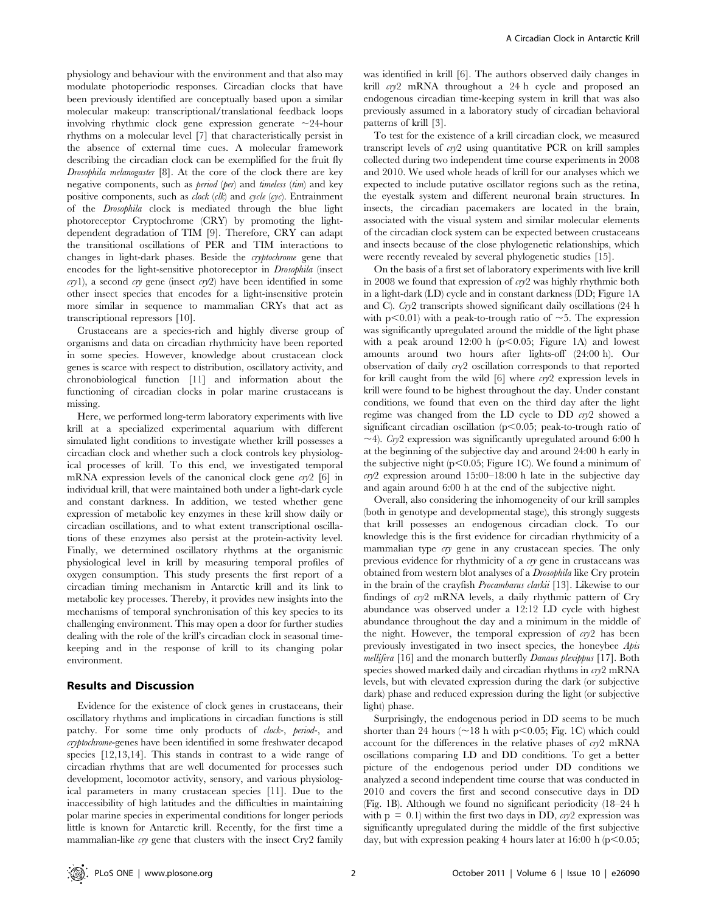physiology and behaviour with the environment and that also may modulate photoperiodic responses. Circadian clocks that have been previously identified are conceptually based upon a similar molecular makeup: transcriptional/translational feedback loops involving rhythmic clock gene expression generate ~24-hour rhythms on a molecular level [7] that characteristically persist in the absence of external time cues. A molecular framework describing the circadian clock can be exemplified for the fruit fly *Drosophila melanogaster* [8]. At the core of the clock there are key negative components, such as *period* (*per*) and *timeless* (*tim*) and key positive components, such as *clock* (*clk*) and *cycle* (*cyc*). Entrainment of the *Drosophila* clock is mediated through the blue light photoreceptor Cryptochrome (CRY) by promoting the light-dependent degradation of TIM [9]. Therefore, CRY can adapt the transitional oscillations of PER and TIM interactions to changes in light-dark phases. Beside the *cryptochrome* gene that encodes for the light-sensitive photoreceptor in *Drosophila* (insect *cry*1), a second *cry* gene (insect *cry*2) have been identified in some other insect species that encodes for a light-insensitive protein more similar in sequence to mammalian CRYs that act as transcriptional repressors [10].

Crustaceans are a species-rich and highly diverse group of organisms and data on circadian rhythmicity have been reported in some species. However, knowledge about crustacean clock genes is scarce with respect to distribution, oscillatory activity, and chronobiological function [11] and information about the functioning of circadian clocks in polar marine crustaceans is missing.

Here, we performed long-term laboratory experiments with live krill at a specialized experimental aquarium with different simulated light conditions to investigate whether krill possesses a circadian clock and whether such a clock controls key physiological processes of krill. To this end, we investigated temporal mRNA expression levels of the canonical clock gene *cry*2 [6] in individual krill, that were maintained both under a light-dark cycle and constant darkness. In addition, we tested whether gene expression of metabolic key enzymes in these krill show daily or circadian oscillations, and to what extent transcriptional oscillations of these enzymes also persist at the protein-activity level. Finally, we determined oscillatory rhythms at the organismic physiological level in krill by measuring temporal profiles of oxygen consumption. This study presents the first report of a circadian timing mechanism in Antarctic krill and its link to metabolic key processes. Thereby, it provides new insights into the mechanisms of temporal synchronisation of this key species to its challenging environment. This may open a door for further studies dealing with the role of the krill's circadian clock in seasonal time-keeping and in the response of krill to its changing polar environment.

## Results and Discussion

Evidence for the existence of clock genes in crustaceans, their oscillatory rhythms and implications in circadian functions is still patchy. For some time only products of *clock*-, *period*-, and *cryptochrome*-genes have been identified in some freshwater decapod species [12,13,14]. This stands in contrast to a wide range of circadian rhythms that are well documented for processes such development, locomotor activity, sensory, and various physiological parameters in many crustacean species [11]. Due to the inaccessibility of high latitudes and the difficulties in maintaining polar marine species in experimental conditions for longer periods little is known for Antarctic krill. Recently, for the first time a mammalian-like *cry* gene that clusters with the insect Cry2 family was identified in krill [6]. The authors observed daily changes in krill *cry*2 mRNA throughout a 24 h cycle and proposed an endogenous circadian time-keeping system in krill that was also previously assumed in a laboratory study of circadian behavioral patterns of krill [3].

To test for the existence of a krill circadian clock, we measured transcript levels of *cry*2 using quantitative PCR on krill samples collected during two independent time course experiments in 2008 and 2010. We used whole heads of krill for our analyses which we expected to include putative oscillator regions such as the retina, the eyestalk system and different neuronal brain structures. In insects, the circadian pacemakers are located in the brain, associated with the visual system and similar molecular elements of the circadian clock system can be expected between crustaceans and insects because of the close phylogenetic relationships, which were recently revealed by several phylogenetic studies [15].

On the basis of a first set of laboratory experiments with live krill in 2008 we found that expression of *cry*2 was highly rhythmic both in a light-dark (LD) cycle and in constant darkness (DD; Figure 1A and C). *Cry*2 transcripts showed significant daily oscillations (24 h with $p<0.01$) with a peak-to-trough ratio of ~5. The expression was significantly upregulated around the middle of the light phase with a peak around 12:00 h ($p<0.05$; Figure 1A) and lowest amounts around two hours after lights-off (24:00 h). Our observation of daily *cry*2 oscillation corresponds to that reported for krill caught from the wild [6] where *cry*2 expression levels in krill were found to be highest throughout the day. Under constant conditions, we found that even on the third day after the light regime was changed from the LD cycle to DD *cry*2 showed a significant circadian oscillation ($p<0.05$; peak-to-trough ratio of ~4). *Cry*2 expression was significantly upregulated around 6:00 h at the beginning of the subjective day and around 24:00 h early in the subjective night ($p<0.05$; Figure 1C). We found a minimum of *cry*2 expression around 15:00–18:00 h late in the subjective day and again around 6:00 h at the end of the subjective night.

Overall, also considering the inhomogeneity of our krill samples (both in genotype and developmental stage), this strongly suggests that krill possesses an endogenous circadian clock. To our knowledge this is the first evidence for circadian rhythmicity of a mammalian type *cry* gene in any crustacean species. The only previous evidence for rhythmicity of a *cry* gene in crustaceans was obtained from western blot analyses of a *Drosophila* like Cry protein in the brain of the crayfish *Procambarus clarkii* [13]. Likewise to our findings of *cry*2 mRNA levels, a daily rhythmic pattern of Cry abundance was observed under a 12:12 LD cycle with highest abundance throughout the day and a minimum in the middle of the night. However, the temporal expression of *cry*2 has been previously investigated in two insect species, the honeybee *Apis mellifera* [16] and the monarch butterfly *Danaus plexippus* [17]. Both species showed marked daily and circadian rhythms in *cry*2 mRNA levels, but with elevated expression during the dark (or subjective dark) phase and reduced expression during the light (or subjective light) phase.

Surprisingly, the endogenous period in DD seems to be much shorter than 24 hours (~18 h with $p<0.05$; Fig. 1C) which could account for the differences in the relative phases of *cry*2 mRNA oscillations comparing LD and DD conditions. To get a better picture of the endogenous period under DD conditions we analyzed a second independent time course that was conducted in 2010 and covers the first and second consecutive days in DD (Fig. 1B). Although we found no significant periodicity (18–24 h with $p = 0.1$) within the first two days in DD, *cry*2 expression was significantly upregulated during the middle of the first subjective day, but with expression peaking 4 hours later at 16:00 h ($p<0.05$;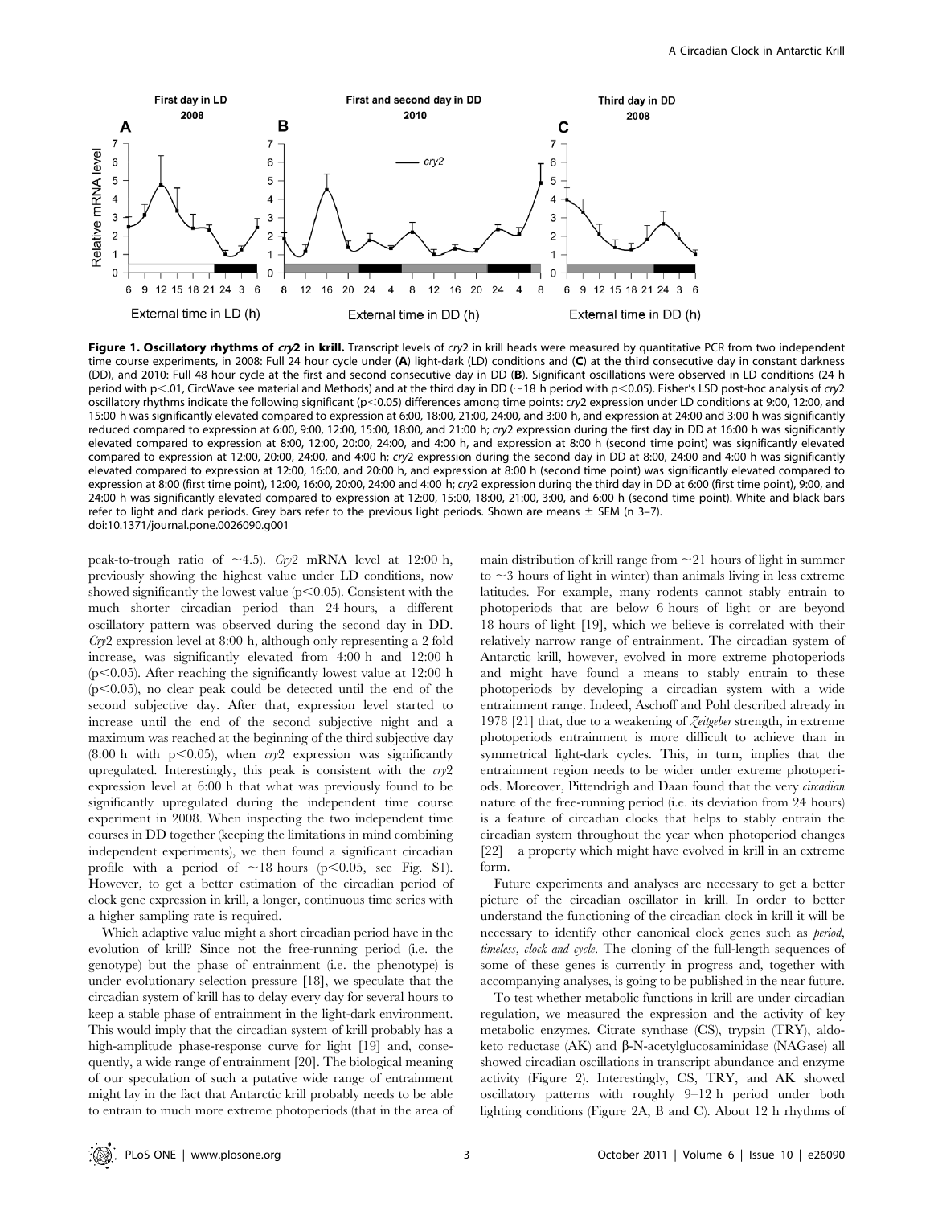**Figure 1. Oscillatory rhythms of *cry2* in krill.** Transcript levels of *cry2* in krill heads were measured by quantitative PCR from two independent time course experiments, in 2008: Full 24 hour cycle under (**A**) light-dark (LD) conditions and (**C**) at the third consecutive day in constant darkness (DD), and 2010: Full 48 hour cycle at the first and second consecutive day in DD (**B**). Significant oscillations were observed in LD conditions (24 h period with $p<.01$, CircWave see material and Methods) and at the third day in DD (~18 h period with $p<0.05$). Fisher's LSD post-hoc analysis of *cry2* oscillatory rhythms indicate the following significant ($p<0.05$) differences among time points: *cry2* expression under LD conditions at 9:00, 12:00, and 15:00 h was significantly elevated compared to expression at 6:00, 18:00, 21:00, 24:00, and 3:00 h, and expression at 24:00 and 3:00 h was significantly reduced compared to expression at 6:00, 9:00, 12:00, 15:00, 18:00, and 21:00 h; *cry2* expression during the first day in DD at 16:00 h was significantly elevated compared to expression at 8:00, 12:00, 20:00, 24:00, and 4:00 h, and expression at 8:00 h (second time point) was significantly elevated compared to expression at 12:00, 20:00, 24:00, and 4:00 h; *cry2* expression during the second day in DD at 8:00, 24:00 and 4:00 h was significantly elevated compared to expression at 12:00, 16:00, and 20:00 h, and expression at 8:00 h (second time point) was significantly elevated compared to expression at 8:00 (first time point), 12:00, 16:00, 20:00, 24:00 and 4:00 h; *cry2* expression during the third day in DD at 6:00 (first time point), 9:00, and 24:00 h was significantly elevated compared to expression at 12:00, 15:00, 18:00, 21:00, 3:00, and 6:00 h (second time point). White and black bars refer to light and dark periods. Grey bars refer to the previous light periods. Shown are means ± SEM (n 3–7).
doi:10.1371/journal.pone.0026090.g001

peak-to-trough ratio of ~4.5). *Cry2* mRNA level at 12:00 h, previously showing the highest value under LD conditions, now showed significantly the lowest value ($p<0.05$). Consistent with the much shorter circadian period than 24 hours, a different oscillatory pattern was observed during the second day in DD. *Cry2* expression level at 8:00 h, although only representing a 2 fold increase, was significantly elevated from 4:00 h and 12:00 h ($p<0.05$). After reaching the significantly lowest value at 12:00 h ($p<0.05$), no clear peak could be detected until the end of the second subjective day. After that, expression level started to increase until the end of the second subjective night and a maximum was reached at the beginning of the third subjective day (8:00 h with $p<0.05$), when *cry2* expression was significantly upregulated. Interestingly, this peak is consistent with the *cry2* expression level at 6:00 h that what was previously found to be significantly upregulated during the independent time course experiment in 2008. When inspecting the two independent time courses in DD together (keeping the limitations in mind combining independent experiments), we then found a significant circadian profile with a period of ~18 hours ($p<0.05$, see Fig. S1). However, to get a better estimation of the circadian period of clock gene expression in krill, a longer, continuous time series with a higher sampling rate is required.

Which adaptive value might a short circadian period have in the evolution of krill? Since not the free-running period (i.e. the genotype) but the phase of entrainment (i.e. the phenotype) is under evolutionary selection pressure [18], we speculate that the circadian system of krill has to delay every day for several hours to keep a stable phase of entrainment in the light-dark environment. This would imply that the circadian system of krill probably has a high-amplitude phase-response curve for light [19] and, consequently, a wide range of entrainment [20]. The biological meaning of our speculation of such a putative wide range of entrainment might lay in the fact that Antarctic krill probably needs to be able to entrain to much more extreme photoperiods (that in the area of main distribution of krill range from ~21 hours of light in summer to ~3 hours of light in winter) than animals living in less extreme latitudes. For example, many rodents cannot stably entrain to photoperiods that are below 6 hours of light or are beyond 18 hours of light [19], which we believe is correlated with their relatively narrow range of entrainment. The circadian system of Antarctic krill, however, evolved in more extreme photoperiods and might have found a means to stably entrain to these photoperiods by developing a circadian system with a wide entrainment range. Indeed, Aschoff and Pohl described already in 1978 [21] that, due to a weakening of *Zeitgeber* strength, in extreme photoperiods entrainment is more difficult to achieve than in symmetrical light-dark cycles. This, in turn, implies that the entrainment region needs to be wider under extreme photoperiods. Moreover, Pittendrigh and Daan found that the very *circadian* nature of the free-running period (i.e. its deviation from 24 hours) is a feature of circadian clocks that helps to stably entrain the circadian system throughout the year when photoperiod changes [22] – a property which might have evolved in krill in an extreme form.

Future experiments and analyses are necessary to get a better picture of the circadian oscillator in krill. In order to better understand the functioning of the circadian clock in krill it will be necessary to identify other canonical clock genes such as *period*, *timeless*, *clock and cycle*. The cloning of the full-length sequences of some of these genes is currently in progress and, together with accompanying analyses, is going to be published in the near future.

To test whether metabolic functions in krill are under circadian regulation, we measured the expression and the activity of key metabolic enzymes. Citrate synthase (CS), trypsin (TRY), aldo-keto reductase (AK) and β-N-acetylglucosaminidase (NAGase) all showed circadian oscillations in transcript abundance and enzyme activity (Figure 2). Interestingly, CS, TRY, and AK showed oscillatory patterns with roughly 9–12 h period under both lighting conditions (Figure 2A, B and C). About 12 h rhythms of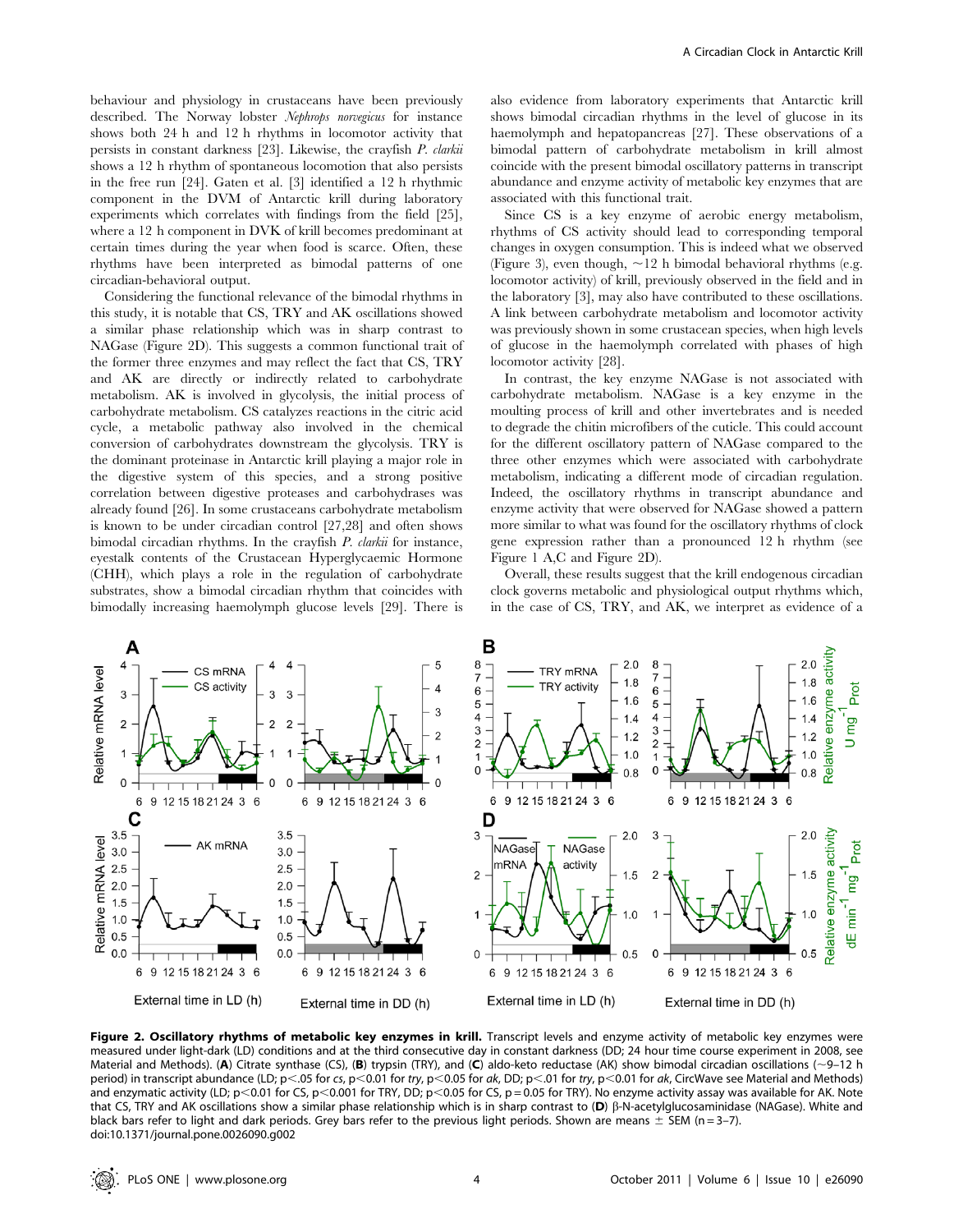behaviour and physiology in crustaceans have been previously described. The Norway lobster *Nephrops norvegicus* for instance shows both 24 h and 12 h rhythms in locomotor activity that persists in constant darkness [23]. Likewise, the crayfish *P. clarkii* shows a 12 h rhythm of spontaneous locomotion that also persists in the free run [24]. Gaten et al. [3] identified a 12 h rhythmic component in the DVM of Antarctic krill during laboratory experiments which correlates with findings from the field [25], where a 12 h component in DVK of krill becomes predominant at certain times during the year when food is scarce. Often, these rhythms have been interpreted as bimodal patterns of one circadian-behavioral output.

Considering the functional relevance of the bimodal rhythms in this study, it is notable that CS, TRY and AK oscillations showed a similar phase relationship which was in sharp contrast to NAGase (Figure 2D). This suggests a common functional trait of the former three enzymes and may reflect the fact that CS, TRY and AK are directly or indirectly related to carbohydrate metabolism. AK is involved in glycolysis, the initial process of carbohydrate metabolism. CS catalyzes reactions in the citric acid cycle, a metabolic pathway also involved in the chemical conversion of carbohydrates downstream the glycolysis. TRY is the dominant proteinase in Antarctic krill playing a major role in the digestive system of this species, and a strong positive correlation between digestive proteases and carbohydrases was already found [26]. In some crustaceans carbohydrate metabolism is known to be under circadian control [27,28] and often shows bimodal circadian rhythms. In the crayfish *P. clarkii* for instance, eyestalk contents of the Crustacean Hyperglycaemic Hormone (CHH), which plays a role in the regulation of carbohydrate substrates, show a bimodal circadian rhythm that coincides with bimodally increasing haemolymph glucose levels [29]. There is also evidence from laboratory experiments that Antarctic krill shows bimodal circadian rhythms in the level of glucose in its haemolymph and hepatopancreas [27]. These observations of a bimodal pattern of carbohydrate metabolism in krill almost coincide with the present bimodal oscillatory patterns in transcript abundance and enzyme activity of metabolic key enzymes that are associated with this functional trait.

Since CS is a key enzyme of aerobic energy metabolism, rhythms of CS activity should lead to corresponding temporal changes in oxygen consumption. This is indeed what we observed (Figure 3), even though, ~12 h bimodal behavioral rhythms (e.g. locomotor activity) of krill, previously observed in the field and in the laboratory [3], may also have contributed to these oscillations. A link between carbohydrate metabolism and locomotor activity was previously shown in some crustacean species, when high levels of glucose in the haemolymph correlated with phases of high locomotor activity [28].

In contrast, the key enzyme NAGase is not associated with carbohydrate metabolism. NAGase is a key enzyme in the moulting process of krill and other invertebrates and is needed to degrade the chitin microfibers of the cuticle. This could account for the different oscillatory pattern of NAGase compared to the three other enzymes which were associated with carbohydrate metabolism, indicating a different mode of circadian regulation. Indeed, the oscillatory rhythms in transcript abundance and enzyme activity that were observed for NAGase showed a pattern more similar to what was found for the oscillatory rhythms of clock gene expression rather than a pronounced 12 h rhythm (see Figure 1 A,C and Figure 2D).

Overall, these results suggest that the krill endogenous circadian clock governs metabolic and physiological output rhythms which, in the case of CS, TRY, and AK, we interpret as evidence of a

**Figure 2. Oscillatory rhythms of metabolic key enzymes in krill.** Transcript levels and enzyme activity of metabolic key enzymes were measured under light-dark (LD) conditions and at the third consecutive day in constant darkness (DD; 24 hour time course experiment in 2008, see Material and Methods). (**A**) Citrate synthase (CS), (**B**) trypsin (TRY), and (**C**) aldo-keto reductase (AK) show bimodal circadian oscillations (~9–12 h period) in transcript abundance (LD; $p<.05$ for *cs*, $p<0.01$ for *try*, $p<0.05$ for *ak*, DD; $p<.01$ for *try*, $p<0.01$ for *ak*, CircWave see Material and Methods) and enzymatic activity (LD; $p<0.01$ for CS, $p<0.001$ for TRY, DD; $p<0.05$ for CS, $p=0.05$ for TRY). No enzyme activity assay was available for AK. Note that CS, TRY and AK oscillations show a similar phase relationship which is in sharp contrast to (**D**) β-N-acetylglucosaminidase (NAGase). White and black bars refer to light and dark periods. Grey bars refer to the previous light periods. Shown are means ± SEM (n = 3–7).
doi:10.1371/journal.pone.0026090.g002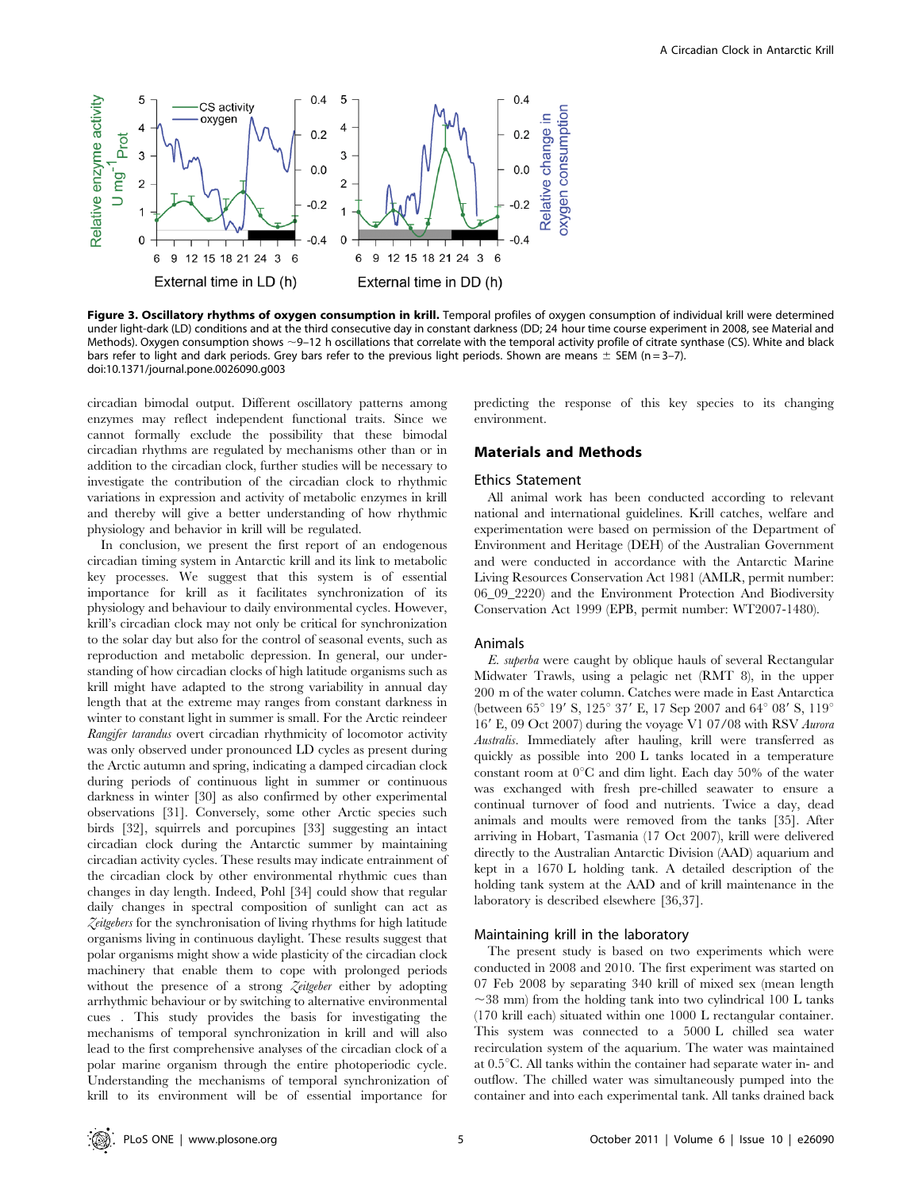**Figure 3. Oscillatory rhythms of oxygen consumption in krill.** Temporal profiles of oxygen consumption of individual krill were determined under light-dark (LD) conditions and at the third consecutive day in constant darkness (DD; 24 hour time course experiment in 2008, see Material and Methods). Oxygen consumption shows ~9–12 h oscillations that correlate with the temporal activity profile of citrate synthase (CS). White and black bars refer to light and dark periods. Grey bars refer to the previous light periods. Shown are means ± SEM (n = 3–7).
doi:10.1371/journal.pone.0026090.g003

circadian bimodal output. Different oscillatory patterns among enzymes may reflect independent functional traits. Since we cannot formally exclude the possibility that these bimodal circadian rhythms are regulated by mechanisms other than or in addition to the circadian clock, further studies will be necessary to investigate the contribution of the circadian clock to rhythmic variations in expression and activity of metabolic enzymes in krill and thereby will give a better understanding of how rhythmic physiology and behavior in krill will be regulated.

In conclusion, we present the first report of an endogenous circadian timing system in Antarctic krill and its link to metabolic key processes. We suggest that this system is of essential importance for krill as it facilitates synchronization of its physiology and behaviour to daily environmental cycles. However, krill's circadian clock may not only be critical for synchronization to the solar day but also for the control of seasonal events, such as reproduction and metabolic depression. In general, our understanding of how circadian clocks of high latitude organisms such as krill might have adapted to the strong variability in annual day length that at the extreme may ranges from constant darkness in winter to constant light in summer is small. For the Arctic reindeer *Rangifer tarandus* overt circadian rhythmicity of locomotor activity was only observed under pronounced LD cycles as present during the Arctic autumn and spring, indicating a damped circadian clock during periods of continuous light in summer or continuous darkness in winter [30] as also confirmed by other experimental observations [31]. Conversely, some other Arctic species such birds [32], squirrels and porcupines [33] suggesting an intact circadian clock during the Antarctic summer by maintaining circadian activity cycles. These results may indicate entrainment of the circadian clock by other environmental rhythmic cues than changes in day length. Indeed, Pohl [34] could show that regular daily changes in spectral composition of sunlight can act as *Zeitgebers* for the synchronisation of living rhythms for high latitude organisms living in continuous daylight. These results suggest that polar organisms might show a wide plasticity of the circadian clock machinery that enable them to cope with prolonged periods without the presence of a strong *Zeitgeber* either by adopting arrhythmic behaviour or by switching to alternative environmental cues . This study provides the basis for investigating the mechanisms of temporal synchronization in krill and will also lead to the first comprehensive analyses of the circadian clock of a polar marine organism through the entire photoperiodic cycle. Understanding the mechanisms of temporal synchronization of krill to its environment will be of essential importance for predicting the response of this key species to its changing environment.

## Materials and Methods

### Ethics Statement

All animal work has been conducted according to relevant national and international guidelines. Krill catches, welfare and experimentation were based on permission of the Department of Environment and Heritage (DEH) of the Australian Government and were conducted in accordance with the Antarctic Marine Living Resources Conservation Act 1981 (AMLR, permit number: 06_09_2220) and the Environment Protection And Biodiversity Conservation Act 1999 (EPB, permit number: WT2007-1480).

### Animals

*E. superba* were caught by oblique hauls of several Rectangular Midwater Trawls, using a pelagic net (RMT 8), in the upper 200 m of the water column. Catches were made in East Antarctica (between 65° 19′ S, 125° 37′ E, 17 Sep 2007 and 64° 08′ S, 119° 16′ E, 09 Oct 2007) during the voyage V1 07/08 with RSV *Aurora Australis*. Immediately after hauling, krill were transferred as quickly as possible into 200 L tanks located in a temperature constant room at 0°C and dim light. Each day 50% of the water was exchanged with fresh pre-chilled seawater to ensure a continual turnover of food and nutrients. Twice a day, dead animals and moults were removed from the tanks [35]. After arriving in Hobart, Tasmania (17 Oct 2007), krill were delivered directly to the Australian Antarctic Division (AAD) aquarium and kept in a 1670 L holding tank. A detailed description of the holding tank system at the AAD and of krill maintenance in the laboratory is described elsewhere [36,37].

### Maintaining krill in the laboratory

The present study is based on two experiments which were conducted in 2008 and 2010. The first experiment was started on 07 Feb 2008 by separating 340 krill of mixed sex (mean length ~38 mm) from the holding tank into two cylindrical 100 L tanks (170 krill each) situated within one 1000 L rectangular container. This system was connected to a 5000 L chilled sea water recirculation system of the aquarium. The water was maintained at 0.5°C. All tanks within the container had separate water in- and outflow. The chilled water was simultaneously pumped into the container and into each experimental tank. All tanks drained back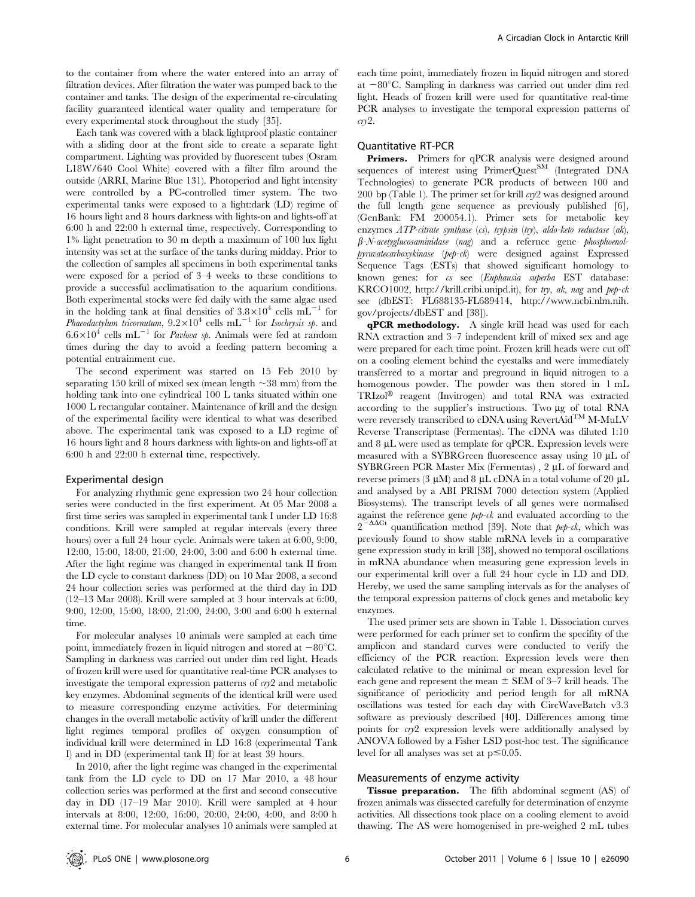to the container from where the water entered into an array of filtration devices. After filtration the water was pumped back to the container and tanks. The design of the experimental re-circulating facility guaranteed identical water quality and temperature for every experimental stock throughout the study [35].

Each tank was covered with a black lightproof plastic container with a sliding door at the front side to create a separate light compartment. Lighting was provided by fluorescent tubes (Osram L18W/640 Cool White) covered with a filter film around the outside (ARRI, Marine Blue 131). Photoperiod and light intensity were controlled by a PC-controlled timer system. The two experimental tanks were exposed to a light:dark (LD) regime of 16 hours light and 8 hours darkness with lights-on and lights-off at 6:00 h and 22:00 h external time, respectively. Corresponding to 1% light penetration to 30 m depth a maximum of 100 lux light intensity was set at the surface of the tanks during midday. Prior to the collection of samples all specimens in both experimental tanks were exposed for a period of 3–4 weeks to these conditions to provide a successful acclimatisation to the aquarium conditions. Both experimental stocks were fed daily with the same algae used in the holding tank at final densities of $3.8\times10^4$ cells $mL^{-1}$ for *Phaeodactylum tricornutum*, $9.2\times10^4$ cells $mL^{-1}$ for *Isochrysis sp.* and $6.6\times10^4$ cells $mL^{-1}$ for *Pavlova sp.* Animals were fed at random times during the day to avoid a feeding pattern becoming a potential entrainment cue.

The second experiment was started on 15 Feb 2010 by separating 150 krill of mixed sex (mean length ~38 mm) from the holding tank into one cylindrical 100 L tanks situated within one 1000 L rectangular container. Maintenance of krill and the design of the experimental facility were identical to what was described above. The experimental tank was exposed to a LD regime of 16 hours light and 8 hours darkness with lights-on and lights-off at 6:00 h and 22:00 h external time, respectively.

## Experimental design

For analyzing rhythmic gene expression two 24 hour collection series were conducted in the first experiment. At 05 Mar 2008 a first time series was sampled in experimental tank I under LD 16:8 conditions. Krill were sampled at regular intervals (every three hours) over a full 24 hour cycle. Animals were taken at 6:00, 9:00, 12:00, 15:00, 18:00, 21:00, 24:00, 3:00 and 6:00 h external time. After the light regime was changed in experimental tank II from the LD cycle to constant darkness (DD) on 10 Mar 2008, a second 24 hour collection series was performed at the third day in DD (12–13 Mar 2008). Krill were sampled at 3 hour intervals at 6:00, 9:00, 12:00, 15:00, 18:00, 21:00, 24:00, 3:00 and 6:00 h external time.

For molecular analyses 10 animals were sampled at each time point, immediately frozen in liquid nitrogen and stored at −80°C. Sampling in darkness was carried out under dim red light. Heads of frozen krill were used for quantitative real-time PCR analyses to investigate the temporal expression patterns of *cry*2 and metabolic key enzymes. Abdominal segments of the identical krill were used to measure corresponding enzyme activities. For determining changes in the overall metabolic activity of krill under the different light regimes temporal profiles of oxygen consumption of individual krill were determined in LD 16:8 (experimental Tank I) and in DD (experimental tank II) for at least 39 hours.

In 2010, after the light regime was changed in the experimental tank from the LD cycle to DD on 17 Mar 2010, a 48 hour collection series was performed at the first and second consecutive day in DD (17–19 Mar 2010). Krill were sampled at 4 hour intervals at 8:00, 12:00, 16:00, 20:00, 24:00, 4:00, and 8:00 h external time. For molecular analyses 10 animals were sampled at each time point, immediately frozen in liquid nitrogen and stored at −80°C. Sampling in darkness was carried out under dim red light. Heads of frozen krill were used for quantitative real-time PCR analyses to investigate the temporal expression patterns of *cry*2.

## Quantitative RT-PCR

**Primers.** Primers for qPCR analysis were designed around sequences of interest using PrimerQuest$^{SM}$ (Integrated DNA Technologies) to generate PCR products of between 100 and 200 bp (Table 1). The primer set for krill *cry*2 was designed around the full length gene sequence as previously published [6], (GenBank: FM 200054.1). Primer sets for metabolic key enzymes *ATP-citrate synthase* (*cs*), *trypsin* (*try*), *aldo-keto reductase* (*ak*), *β-N-acetylglucosaminidase* (*nag*) and a refernce gene *phosphoenol-pyruvatecarboxykinase* (*pep-ck*) were designed against Expressed Sequence Tags (ESTs) that showed significant homology to known genes: for *cs* see (*Euphausia superba* EST database: KRCO1002, http://krill.cribi.unipd.it), for *try*, *ak*, *nag* and *pep-ck* see (dbEST: FL688135-FL689414, http://www.ncbi.nlm.nih.gov/projects/dbEST and [38]).

**qPCR methodology.** A single krill head was used for each RNA extraction and 3–7 independent krill of mixed sex and age were prepared for each time point. Frozen krill heads were cut off on a cooling element behind the eyestalks and were immediately transferred to a mortar and preground in liquid nitrogen to a homogenous powder. The powder was then stored in 1 mL TRIzol® reagent (Invitrogen) and total RNA was extracted according to the supplier's instructions. Two µg of total RNA were reversely transcribed to cDNA using RevertAid™ M-MuLV Reverse Transcriptase (Fermentas). The cDNA was diluted 1:10 and 8 µL were used as template for qPCR. Expression levels were measured with a SYBRGreen fluorescence assay using 10 µL of SYBRGreen PCR Master Mix (Fermentas) , 2 µL of forward and reverse primers (3 µM) and 8 µL cDNA in a total volume of 20 µL and analysed by a ABI PRISM 7000 detection system (Applied Biosystems). The transcript levels of all genes were normalised against the reference gene *pep-ck* and evaluated according to the $2^{-\Delta\Delta Ct}$ quantification method [39]. Note that *pep-ck*, which was previously found to show stable mRNA levels in a comparative gene expression study in krill [38], showed no temporal oscillations in mRNA abundance when measuring gene expression levels in our experimental krill over a full 24 hour cycle in LD and DD. Hereby, we used the same sampling intervals as for the analyses of the temporal expression patterns of clock genes and metabolic key enzymes.

The used primer sets are shown in Table 1. Dissociation curves were performed for each primer set to confirm the specifity of the amplicon and standard curves were conducted to verify the efficiency of the PCR reaction. Expression levels were then calculated relative to the minimal or mean expression level for each gene and represent the mean ± SEM of 3–7 krill heads. The significance of periodicity and period length for all mRNA oscillations was tested for each day with CircWaveBatch v3.3 software as previously described [40]. Differences among time points for *cry*2 expression levels were additionally analysed by ANOVA followed by a Fisher LSD post-hoc test. The significance level for all analyses was set at $p \leq 0.05$.

## Measurements of enzyme activity

**Tissue preparation.** The fifth abdominal segment (AS) of frozen animals was dissected carefully for determination of enzyme activities. All dissections took place on a cooling element to avoid thawing. The AS were homogenised in pre-weighed 2 mL tubes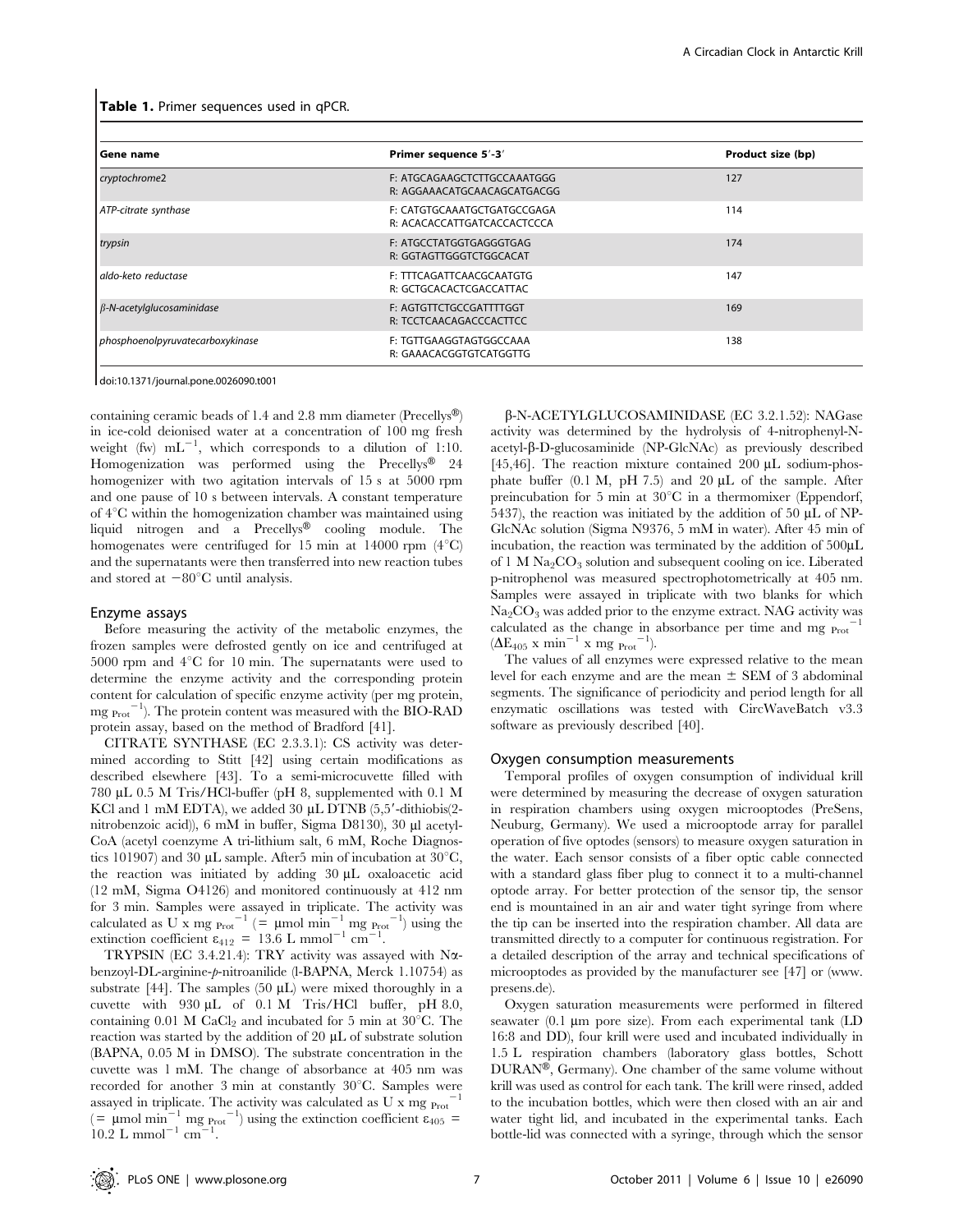**Table 1.** Primer sequences used in qPCR.

| Gene name | Primer sequence 5′-3′ | Product size (bp) |
|---|---|---|
| *cryptochrome2* | F: ATGCAGAAGCTCTTGCCAAATGGG<br>R: AGGAAACATGCAACAGCATGACGG | 127 |
| *ATP-citrate synthase* | F: CATGTGCAAATGCTGATGCCGAGA<br>R: ACACACCATTGATCACCACTCCCA | 114 |
| *trypsin* | F: ATGCCTATGGTGAGGGTGAG<br>R: GGTAGTTGGGTCTGGCACAT | 174 |
| *aldo-keto reductase* | F: TTTCAGATTCAACGCAATGTG<br>R: GCTGCACACTCGACCATTAC | 147 |
| *β-N-acetylglucosaminidase* | F: AGTGTTCTGCCGATTTTGGT<br>R: TCCTCAACAGACCCACTTCC | 169 |
| *phosphoenolpyruvatecarboxykinase* | F: TGTTGAAGGTAGTGGCCAAA<br>R: GAAACACGGTGTCATGGTTG | 138 |

doi:10.1371/journal.pone.0026090.t001

containing ceramic beads of 1.4 and 2.8 mm diameter (Precellys®) in ice-cold deionised water at a concentration of 100 mg fresh weight (fw) $mL^{-1}$, which corresponds to a dilution of 1:10. Homogenization was performed using the Precellys® 24 homogenizer with two agitation intervals of 15 s at 5000 rpm and one pause of 10 s between intervals. A constant temperature of 4°C within the homogenization chamber was maintained using liquid nitrogen and a Precellys® cooling module. The homogenates were centrifuged for 15 min at 14000 rpm (4°C) and the supernatants were then transferred into new reaction tubes and stored at −80°C until analysis.

### Enzyme assays

Before measuring the activity of the metabolic enzymes, the frozen samples were defrosted gently on ice and centrifuged at 5000 rpm and 4°C for 10 min. The supernatants were used to determine the enzyme activity and the corresponding protein content for calculation of specific enzyme activity (per mg protein, $mg_{Prot}^{-1}$). The protein content was measured with the BIO-RAD protein assay, based on the method of Bradford [41].

CITRATE SYNTHASE (EC 2.3.3.1): CS activity was determined according to Stitt [42] using certain modifications as described elsewhere [43]. To a semi-microcuvette filled with 780 µL 0.5 M Tris/HCl-buffer (pH 8, supplemented with 0.1 M KCl and 1 mM EDTA), we added 30 µL DTNB (5,5′-dithiobis(2-nitrobenzoic acid)), 6 mM in buffer, Sigma D8130), 30 µl acetyl-CoA (acetyl coenzyme A tri-lithium salt, 6 mM, Roche Diagnostics 101907) and 30 µL sample. After5 min of incubation at 30°C, the reaction was initiated by adding 30 µL oxaloacetic acid (12 mM, Sigma O4126) and monitored continuously at 412 nm for 3 min. Samples were assayed in triplicate. The activity was calculated as U x $mg_{Prot}^{-1}$ (= µmol $min^{-1}$ $mg_{Prot}^{-1}$) using the extinction coefficient $\varepsilon_{412}$ = 13.6 L $mmol^{-1}$ $cm^{-1}$.

TRYPSIN (EC 3.4.21.4): TRY activity was assayed with Nα-benzoyl-DL-arginine-*p*-nitroanilide (l-BAPNA, Merck 1.10754) as substrate [44]. The samples (50 µL) were mixed thoroughly in a cuvette with 930 µL of 0.1 M Tris/HCl buffer, pH 8.0, containing 0.01 M $CaCl_2$ and incubated for 5 min at 30°C. The reaction was started by the addition of 20 µL of substrate solution (BAPNA, 0.05 M in DMSO). The substrate concentration in the cuvette was 1 mM. The change of absorbance at 405 nm was recorded for another 3 min at constantly 30°C. Samples were assayed in triplicate. The activity was calculated as U x $mg_{Prot}^{-1}$ (= µmol $min^{-1}$ $mg_{Prot}^{-1}$) using the extinction coefficient $\varepsilon_{405}$ = 10.2 L $mmol^{-1}$ $cm^{-1}$.

β-N-ACETYLGLUCOSAMINIDASE (EC 3.2.1.52): NAGase activity was determined by the hydrolysis of 4-nitrophenyl-N-acetyl-β-D-glucosaminide (NP-GlcNAc) as previously described [45,46]. The reaction mixture contained 200 µL sodium-phosphate buffer (0.1 M, pH 7.5) and 20 µL of the sample. After preincubation for 5 min at 30°C in a thermomixer (Eppendorf, 5437), the reaction was initiated by the addition of 50 µL of NP-GlcNAc solution (Sigma N9376, 5 mM in water). After 45 min of incubation, the reaction was terminated by the addition of 500µL of 1 M $Na_2CO_3$ solution and subsequent cooling on ice. Liberated p-nitrophenol was measured spectrophotometrically at 405 nm. Samples were assayed in triplicate with two blanks for which $Na_2CO_3$ was added prior to the enzyme extract. NAG activity was calculated as the change in absorbance per time and $mg_{Prot}^{-1}$ ($\Delta E_{405}$ x $min^{-1}$ x $mg_{Prot}^{-1}$).

The values of all enzymes were expressed relative to the mean level for each enzyme and are the mean ± SEM of 3 abdominal segments. The significance of periodicity and period length for all enzymatic oscillations was tested with CircWaveBatch v3.3 software as previously described [40].

### Oxygen consumption measurements

Temporal profiles of oxygen consumption of individual krill were determined by measuring the decrease of oxygen saturation in respiration chambers using oxygen microoptodes (PreSens, Neuburg, Germany). We used a microoptode array for parallel operation of five optodes (sensors) to measure oxygen saturation in the water. Each sensor consists of a fiber optic cable connected with a standard glass fiber plug to connect it to a multi-channel optode array. For better protection of the sensor tip, the sensor end is mountained in an air and water tight syringe from where the tip can be inserted into the respiration chamber. All data are transmitted directly to a computer for continuous registration. For a detailed description of the array and technical specifications of microoptodes as provided by the manufacturer see [47] or (www.presens.de).

Oxygen saturation measurements were performed in filtered seawater (0.1 µm pore size). From each experimental tank (LD 16:8 and DD), four krill were used and incubated individually in 1.5 L respiration chambers (laboratory glass bottles, Schott DURAN®, Germany). One chamber of the same volume without krill was used as control for each tank. The krill were rinsed, added to the incubation bottles, which were then closed with an air and water tight lid, and incubated in the experimental tanks. Each bottle-lid was connected with a syringe, through which the sensor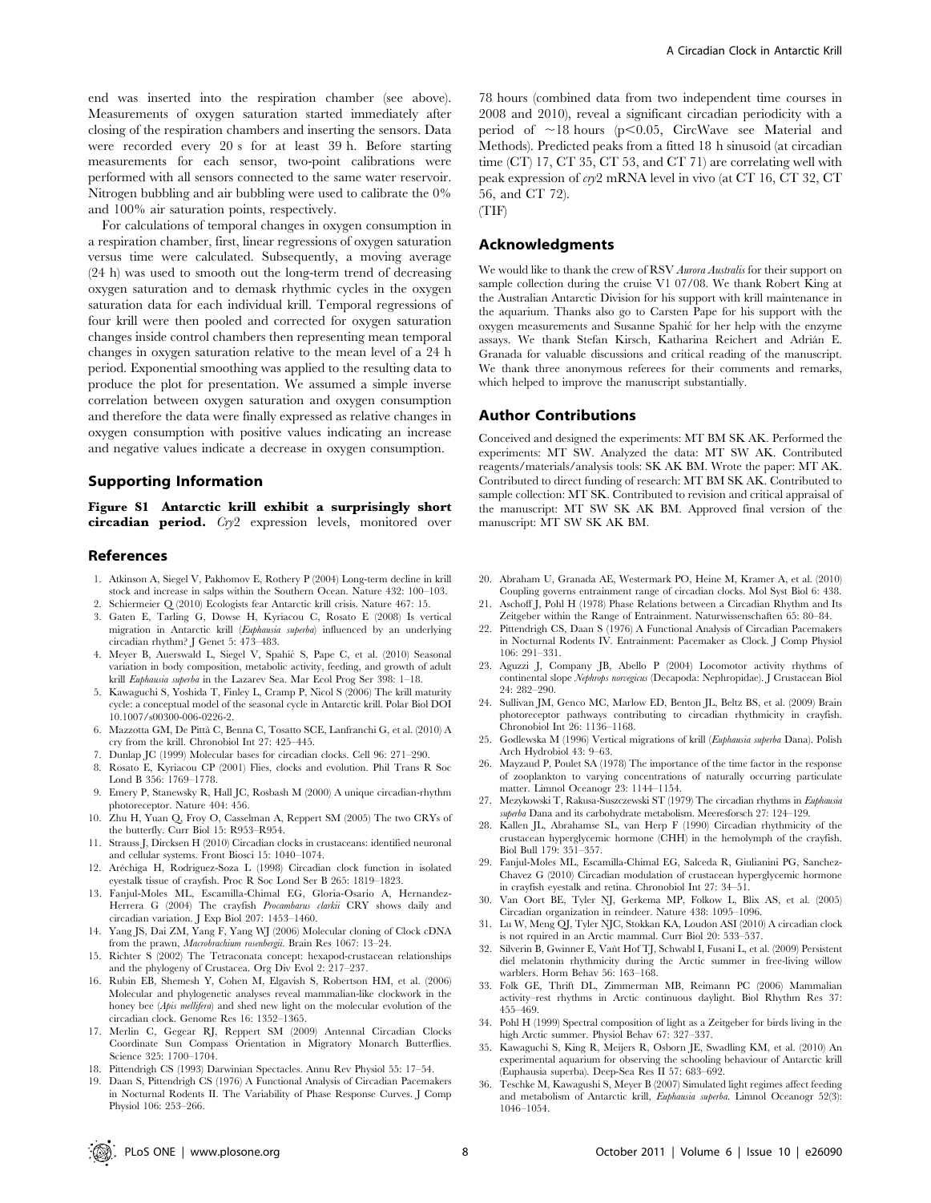end was inserted into the respiration chamber (see above). Measurements of oxygen saturation started immediately after closing of the respiration chambers and inserting the sensors. Data were recorded every 20 s for at least 39 h. Before starting measurements for each sensor, two-point calibrations were performed with all sensors connected to the same water reservoir. Nitrogen bubbling and air bubbling were used to calibrate the 0% and 100% air saturation points, respectively.

For calculations of temporal changes in oxygen consumption in a respiration chamber, first, linear regressions of oxygen saturation versus time were calculated. Subsequently, a moving average (24 h) was used to smooth out the long-term trend of decreasing oxygen saturation and to demask rhythmic cycles in the oxygen saturation data for each individual krill. Temporal regressions of four krill were then pooled and corrected for oxygen saturation changes inside control chambers then representing mean temporal changes in oxygen saturation relative to the mean level of a 24 h period. Exponential smoothing was applied to the resulting data to produce the plot for presentation. We assumed a simple inverse correlation between oxygen saturation and oxygen consumption and therefore the data were finally expressed as relative changes in oxygen consumption with positive values indicating an increase and negative values indicate a decrease in oxygen consumption.

## Supporting Information

**Figure S1 Antarctic krill exhibit a surprisingly short circadian period.** *Cry2* expression levels, monitored over 78 hours (combined data from two independent time courses in 2008 and 2010), reveal a significant circadian periodicity with a period of ~18 hours ($p<0.05$, CircWave see Material and Methods). Predicted peaks from a fitted 18 h sinusoid (at circadian time (CT) 17, CT 35, CT 53, and CT 71) are correlating well with peak expression of *cry2* mRNA level in vivo (at CT 16, CT 32, CT 56, and CT 72).
(TIF)

## Acknowledgments

We would like to thank the crew of RSV *Aurora Australis* for their support on sample collection during the cruise V1 07/08. We thank Robert King at the Australian Antarctic Division for his support with krill maintenance in the aquarium. Thanks also go to Carsten Pape for his support with the oxygen measurements and Susanne Spahić for her help with the enzyme assays. We thank Stefan Kirsch, Katharina Reichert and Adrián E. Granada for valuable discussions and critical reading of the manuscript. We thank three anonymous referees for their comments and remarks, which helped to improve the manuscript substantially.

## Author Contributions

Conceived and designed the experiments: MT BM SK AK. Performed the experiments: MT SW. Analyzed the data: MT SW AK. Contributed reagents/materials/analysis tools: SK AK BM. Wrote the paper: MT AK. Contributed to direct funding of research: MT BM SK AK. Contributed to sample collection: MT SK. Contributed to revision and critical appraisal of the manuscript: MT SW SK AK BM. Approved final version of the manuscript: MT SW SK AK BM.

## References

1. Atkinson A, Siegel V, Pakhomov E, Rothery P (2004) Long-term decline in krill stock and increase in salps within the Southern Ocean. Nature 432: 100–103.
2. Schiermeier Q (2010) Ecologists fear Antarctic krill crisis. Nature 467: 15.
3. Gaten E, Tarling G, Dowse H, Kyriacou C, Rosato E (2008) Is vertical migration in Antarctic krill (*Euphausia superba*) influenced by an underlying circadian rhythm? J Genet 5: 473–483.
4. Meyer B, Auerswald L, Siegel V, Spahić S, Pape C, et al. (2010) Seasonal variation in body composition, metabolic activity, feeding, and growth of adult krill *Euphausia superba* in the Lazarev Sea. Mar Ecol Prog Ser 398: 1–18.
5. Kawaguchi S, Yoshida T, Finley L, Cramp P, Nicol S (2006) The krill maturity cycle: a conceptual model of the seasonal cycle in Antarctic krill. Polar Biol DOI 10.1007/s00300-006-0226-2.
6. Mazzotta GM, De Pittà C, Benna C, Tosatto SCE, Lanfranchi G, et al. (2010) A cry from the krill. Chronobiol Int 27: 425–445.
7. Dunlap JC (1999) Molecular bases for circadian clocks. Cell 96: 271–290.
8. Rosato E, Kyriacou CP (2001) Flies, clocks and evolution. Phil Trans R Soc Lond B 356: 1769–1778.
9. Emery P, Stanewsky R, Hall JC, Rosbash M (2000) A unique circadian-rhythm photoreceptor. Nature 404: 456.
10. Zhu H, Yuan Q, Froy O, Casselman A, Reppert SM (2005) The two CRYs of the butterfly. Curr Biol 15: R953–R954.
11. Strauss J, Dircksen H (2010) Circadian clocks in crustaceans: identified neuronal and cellular systems. Front Biosci 15: 1040–1074.
12. Aréchiga H, Rodriguez-Soza L (1998) Circadian clock function in isolated eyestalk tissue of crayfish. Proc R Soc Lond Ser B 265: 1819–1823.
13. Fanjul-Moles ML, Escamilla-Chimal EG, Gloria-Osario A, Hernandez-Herrera G (2004) The crayfish *Procambarus clarkii* CRY shows daily and circadian variation. J Exp Biol 207: 1453–1460.
14. Yang JS, Dai ZM, Yang F, Yang WJ (2006) Molecular cloning of Clock cDNA from the prawn, *Macrobrachium rosenbergii*. Brain Res 1067: 13–24.
15. Richter S (2002) The Tetraconata concept: hexapod-crustacean relationships and the phylogeny of Crustacea. Org Div Evol 2: 217–237.
16. Rubin EB, Shemesh Y, Cohen M, Elgavish S, Robertson HM, et al. (2006) Molecular and phylogenetic analyses reveal mammalian-like clockwork in the honey bee (*Apis mellifera*) and shed new light on the molecular evolution of the circadian clock. Genome Res 16: 1352–1365.
17. Merlin C, Gegear RJ, Reppert SM (2009) Antennal Circadian Clocks Coordinate Sun Compass Orientation in Migratory Monarch Butterflies. Science 325: 1700–1704.
18. Pittendrigh CS (1993) Darwinian Spectacles. Annu Rev Physiol 55: 17–54.
19. Daan S, Pittendrigh CS (1976) A Functional Analysis of Circadian Pacemakers in Nocturnal Rodents II. The Variability of Phase Response Curves. J Comp Physiol 106: 253–266.
20. Abraham U, Granada AE, Westermark PO, Heine M, Kramer A, et al. (2010) Coupling governs entrainment range of circadian clocks. Mol Syst Biol 6: 438.
21. Aschoff J, Pohl H (1978) Phase Relations between a Circadian Rhythm and Its Zeitgeber within the Range of Entrainment. Naturwissenschaften 65: 80–84.
22. Pittendrigh CS, Daan S (1976) A Functional Analysis of Circadian Pacemakers in Nocturnal Rodents IV. Entrainment: Pacemaker as Clock. J Comp Physiol 106: 291–331.
23. Aguzzi J, Company JB, Abello P (2004) Locomotor activity rhythms of continental slope *Nephrops norvegicus* (Decapoda: Nephropidae). J Crustacean Biol 24: 282–290.
24. Sullivan JM, Genco MC, Marlow ED, Benton JL, Beltz BS, et al. (2009) Brain photoreceptor pathways contributing to circadian rhythmicity in crayfish. Chronobiol Int 26: 1136–1168.
25. Godlewska M (1996) Vertical migrations of krill (*Euphausia superba* Dana). Polish Arch Hydrobiol 43: 9–63.
26. Mayzaud P, Poulet SA (1978) The importance of the time factor in the response of zooplankton to varying concentrations of naturally occurring particulate matter. Limnol Oceanogr 23: 1144–1154.
27. Mezykowski T, Rakusa-Suszczewski ST (1979) The circadian rhythms in *Euphausia superba* Dana and its carbohydrate metabolism. Meeresforsch 27: 124–129.
28. Kallen JL, Abrahamse SL, van Herp F (1990) Circadian rhythmicity of the crustacean hyperglycemic hormone (CHH) in the hemolymph of the crayfish. Biol Bull 179: 351–357.
29. Fanjul-Moles ML, Escamilla-Chimal EG, Salceda R, Giulianini PG, Sanchez-Chavez G (2010) Circadian modulation of crustacean hyperglycemic hormone in crayfish eyestalk and retina. Chronobiol Int 27: 34–51.
30. Van Oort BE, Tyler NJ, Gerkema MP, Folkow L, Blix AS, et al. (2005) Circadian organization in reindeer. Nature 438: 1095–1096.
31. Lu W, Meng QJ, Tyler NJC, Stokkan KA, Loudon ASI (2010) A circadian clock is not rquired in an Arctic mammal. Curr Biol 20: 533–537.
32. Silverin B, Gwinner E, Vaňt Hof TJ, Schwabl I, Fusani L, et al. (2009) Persistent diel melatonin rhythmicity during the Arctic summer in free-living willow warblers. Horm Behav 56: 163–168.
33. Folk GE, Thrift DL, Zimmerman MB, Reimann PC (2006) Mammalian activity–rest rhythms in Arctic continuous daylight. Biol Rhythm Res 37: 455–469.
34. Pohl H (1999) Spectral composition of light as a Zeitgeber for birds living in the high Arctic summer. Physiol Behav 67: 327–337.
35. Kawaguchi S, King R, Meijers R, Osborn JE, Swadling KM, et al. (2010) An experimental aquarium for observing the schooling behaviour of Antarctic krill (Euphausia superba). Deep-Sea Res II 57: 683–692.
36. Teschke M, Kawagushi S, Meyer B (2007) Simulated light regimes affect feeding and metabolism of Antarctic krill, *Euphausia superba*. Limnol Oceanogr 52(3): 1046–1054.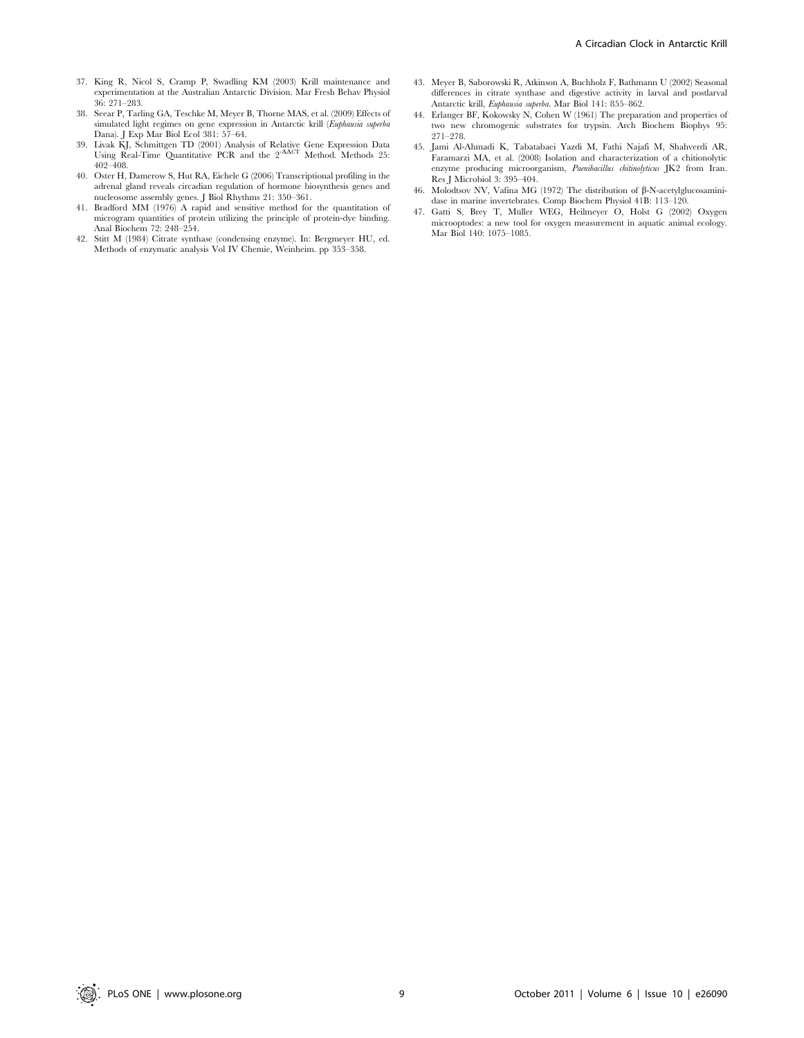37. King R, Nicol S, Cramp P, Swadling KM (2003) Krill maintenance and experimentation at the Australian Antarctic Division. Mar Fresh Behav Physiol 36: 271–283.
38. Seear P, Tarling GA, Teschke M, Meyer B, Thorne MAS, et al. (2009) Effects of simulated light regimes on gene expression in Antarctic krill (*Euphausia superba* Dana). J Exp Mar Biol Ecol 381: 57–64.
39. Livak KJ, Schmittgen TD (2001) Analysis of Relative Gene Expression Data Using Real-Time Quantitative PCR and the $2^{-\Delta\Delta CT}$ Method. Methods 25: 402–408.
40. Oster H, Damerow S, Hut RA, Eichele G (2006) Transcriptional profiling in the adrenal gland reveals circadian regulation of hormone biosynthesis genes and nucleosome assembly genes. J Biol Rhythms 21: 350–361.
41. Bradford MM (1976) A rapid and sensitive method for the quantitation of microgram quantities of protein utilizing the principle of protein-dye binding. Anal Biochem 72: 248–254.
42. Stitt M (1984) Citrate synthase (condensing enzyme). In: Bergmeyer HU, ed. Methods of enzymatic analysis Vol IV Chemie, Weinheim. pp 353–358.
43. Meyer B, Saborowski R, Atkinson A, Buchholz F, Bathmann U (2002) Seasonal differences in citrate synthase and digestive activity in larval and postlarval Antarctic krill, *Euphausia superba*. Mar Biol 141: 855–862.
44. Erlanger BF, Kokowsky N, Cohen W (1961) The preparation and properties of two new chromogenic substrates for trypsin. Arch Biochem Biophys 95: 271–278.
45. Jami Al-Ahmadi K, Tabatabaei Yazdi M, Fathi Najafi M, Shahverdi AR, Faramarzi MA, et al. (2008) Isolation and characterization of a chitionolytic enzyme producing microorganism, *Paenibacillus chitinolyticus* JK2 from Iran. Res J Microbiol 3: 395–404.
46. Molodtsov NV, Vafina MG (1972) The distribution of β-N-acetylglucosaminidase in marine invertebrates. Comp Biochem Physiol 41B: 113–120.
47. Gatti S, Brey T, Müller WEG, Heilmeyer O, Holst G (2002) Oxygen microoptodes: a new tool for oxygen measurement in aquatic animal ecology. Mar Biol 140: 1075–1085.